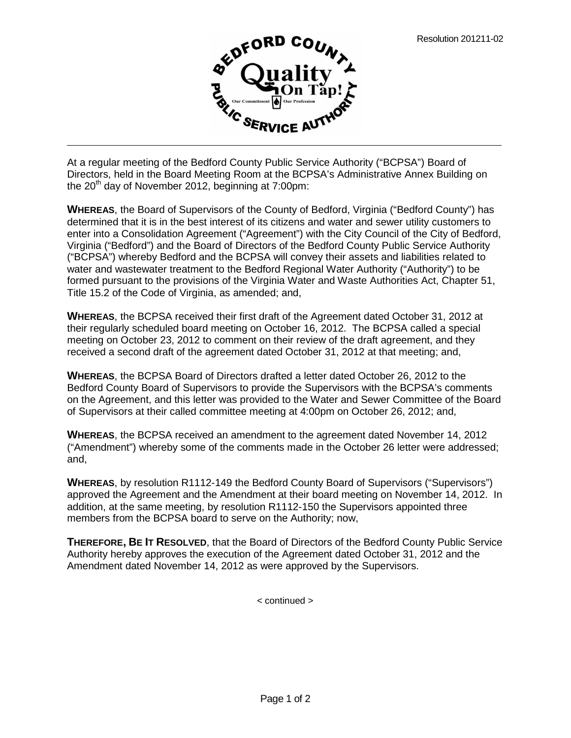Resolution 201211-02

At a regular meeting of the Bedford County Public Service Authority ("BCPSA") Board of Directors, held in the Board Meeting Room at the BCPSA's Administrative Annex Building on the 20th day of November 2012, beginning at 7:00pm:

**WHEREAS**, the Board of Supervisors of the County of Bedford, Virginia ("Bedford County") has determined that it is in the best interest of its citizens and water and sewer utility customers to enter into a Consolidation Agreement ("Agreement") with the City Council of the City of Bedford, Virginia ("Bedford") and the Board of Directors of the Bedford County Public Service Authority ("BCPSA") whereby Bedford and the BCPSA will convey their assets and liabilities related to water and wastewater treatment to the Bedford Regional Water Authority ("Authority") to be formed pursuant to the provisions of the Virginia Water and Waste Authorities Act, Chapter 51, Title 15.2 of the Code of Virginia, as amended; and,

**WHEREAS**, the BCPSA received their first draft of the Agreement dated October 31, 2012 at their regularly scheduled board meeting on October 16, 2012. The BCPSA called a special meeting on October 23, 2012 to comment on their review of the draft agreement, and they received a second draft of the agreement dated October 31, 2012 at that meeting; and,

**WHEREAS**, the BCPSA Board of Directors drafted a letter dated October 26, 2012 to the Bedford County Board of Supervisors to provide the Supervisors with the BCPSA's comments on the Agreement, and this letter was provided to the Water and Sewer Committee of the Board of Supervisors at their called committee meeting at 4:00pm on October 26, 2012; and,

**WHEREAS**, the BCPSA received an amendment to the agreement dated November 14, 2012 ("Amendment") whereby some of the comments made in the October 26 letter were addressed; and,

**WHEREAS**, by resolution R1112-149 the Bedford County Board of Supervisors ("Supervisors") approved the Agreement and the Amendment at their board meeting on November 14, 2012. In addition, at the same meeting, by resolution R1112-150 the Supervisors appointed three members from the BCPSA board to serve on the Authority; now,

**THEREFORE, BE IT RESOLVED**, that the Board of Directors of the Bedford County Public Service Authority hereby approves the execution of the Agreement dated October 31, 2012 and the Amendment dated November 14, 2012 as were approved by the Supervisors.

< continued >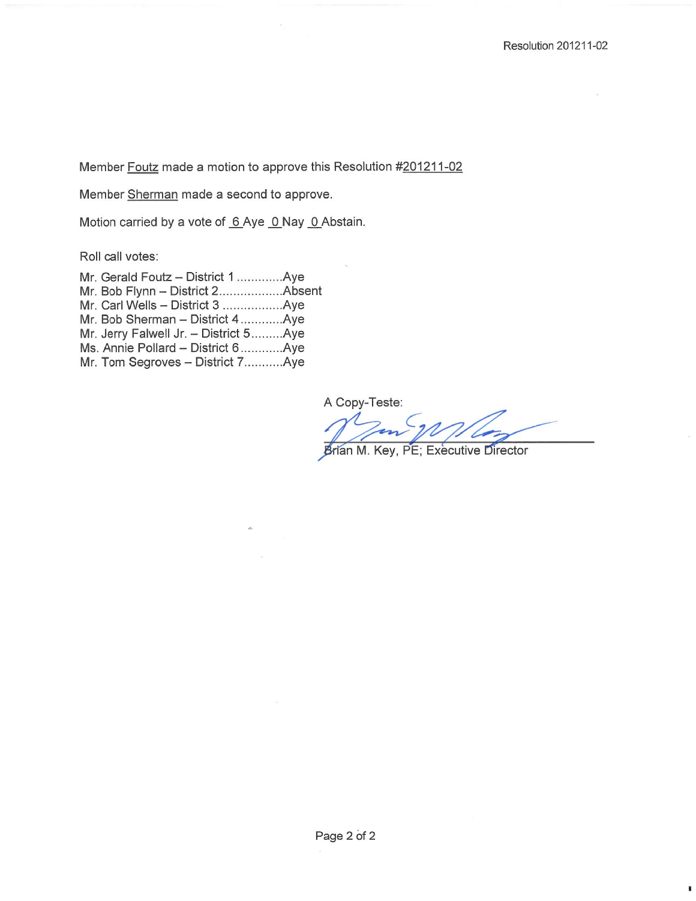Resolution 201211-02

Member Foutz made a motion to approve this Resolution #201211-02

Member Sherman made a second to approve.

Motion carried by a vote of 6 Aye 0 Nay 0 Abstain.

Roll call votes:

Mr. Gerald Foutz – District 1 .............Aye
Mr. Bob Flynn – District 2..................Absent
Mr. Carl Wells – District 3 .................Aye
Mr. Bob Sherman – District 4............Aye
Mr. Jerry Falwell Jr. – District 5.........Aye
Ms. Annie Pollard – District 6............Aye
Mr. Tom Segroves – District 7...........Aye

A Copy-Teste:

Brian M. Key, PE; Executive Director